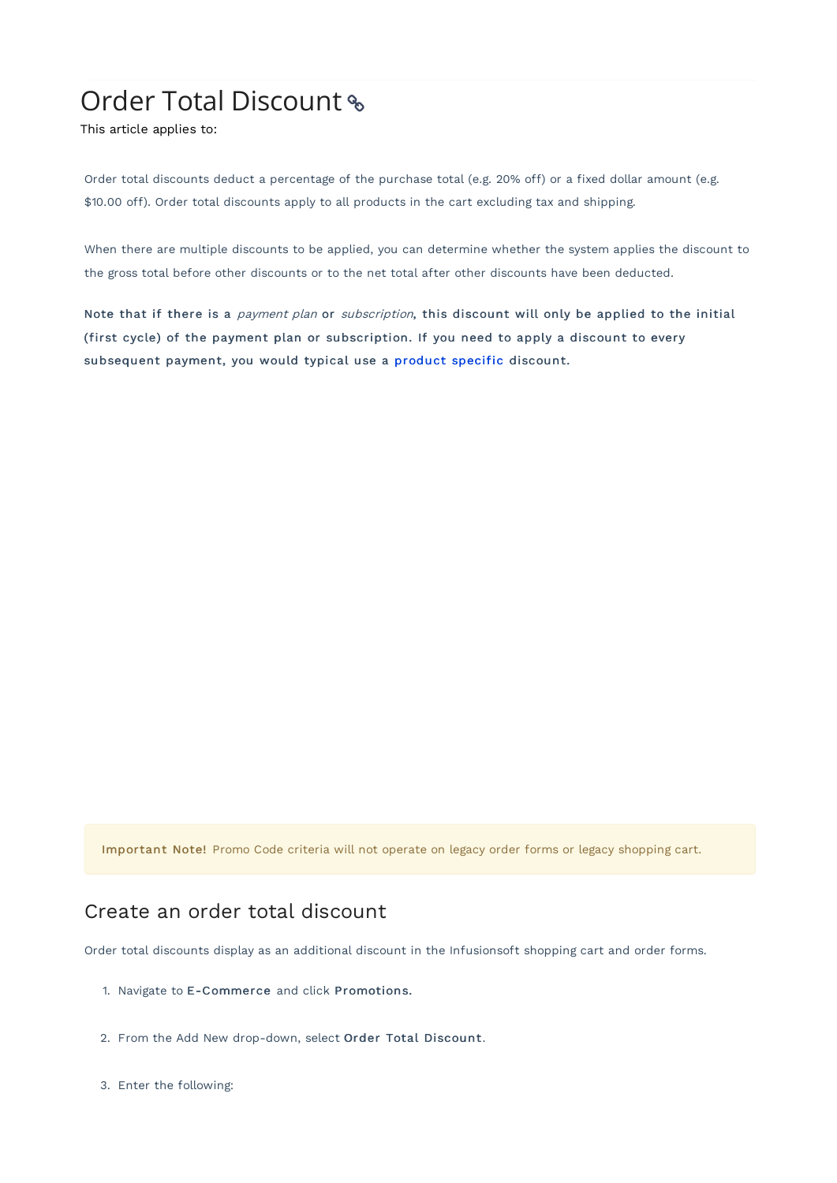# Order Total Discount

This article applies to:

Order total discounts deduct a percentage of the purchase total (e.g. 20% off) or a fixed dollar amount (e.g. $10.00 off). Order total discounts apply to all products in the cart excluding tax and shipping.

When there are multiple discounts to be applied, you can determine whether the system applies the discount to the gross total before other discounts or to the net total after other discounts have been deducted.

**Note that if there is a *payment plan* or *subscription*, this discount will only be applied to the initial (first cycle) of the payment plan or subscription. If you need to apply a discount to every subsequent payment, you would typical use a product specific discount.**

**Important Note!** Promo Code criteria will not operate on legacy order forms or legacy shopping cart.

## Create an order total discount

Order total discounts display as an additional discount in the Infusionsoft shopping cart and order forms.

1. Navigate to **E-Commerce** and click **Promotions.**
2. From the Add New drop-down, select **Order Total Discount**.
3. Enter the following: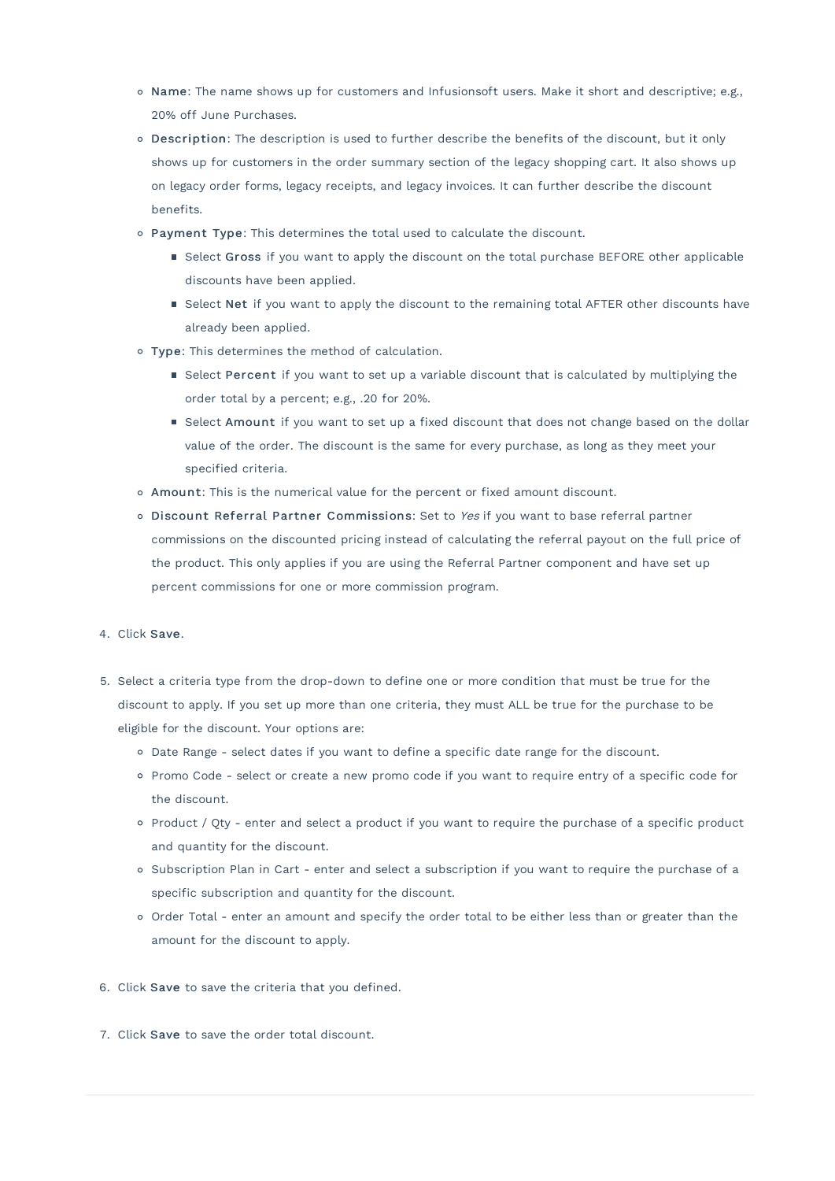- **Name**: The name shows up for customers and Infusionsoft users. Make it short and descriptive; e.g., 20% off June Purchases.
- **Description**: The description is used to further describe the benefits of the discount, but it only shows up for customers in the order summary section of the legacy shopping cart. It also shows up on legacy order forms, legacy receipts, and legacy invoices. It can further describe the discount benefits.
- **Payment Type**: This determines the total used to calculate the discount.
  - Select **Gross** if you want to apply the discount on the total purchase BEFORE other applicable discounts have been applied.
  - Select **Net** if you want to apply the discount to the remaining total AFTER other discounts have already been applied.
- **Type**: This determines the method of calculation.
  - Select **Percent** if you want to set up a variable discount that is calculated by multiplying the order total by a percent; e.g., .20 for 20%.
  - Select **Amount** if you want to set up a fixed discount that does not change based on the dollar value of the order. The discount is the same for every purchase, as long as they meet your specified criteria.
- **Amount**: This is the numerical value for the percent or fixed amount discount.
- **Discount Referral Partner Commissions**: Set to *Yes* if you want to base referral partner commissions on the discounted pricing instead of calculating the referral payout on the full price of the product. This only applies if you are using the Referral Partner component and have set up percent commissions for one or more commission program.

4. Click **Save**.

5. Select a criteria type from the drop-down to define one or more condition that must be true for the discount to apply. If you set up more than one criteria, they must ALL be true for the purchase to be eligible for the discount. Your options are:
   - Date Range - select dates if you want to define a specific date range for the discount.
   - Promo Code - select or create a new promo code if you want to require entry of a specific code for the discount.
   - Product / Qty - enter and select a product if you want to require the purchase of a specific product and quantity for the discount.
   - Subscription Plan in Cart - enter and select a subscription if you want to require the purchase of a specific subscription and quantity for the discount.
   - Order Total - enter an amount and specify the order total to be either less than or greater than the amount for the discount to apply.

6. Click **Save** to save the criteria that you defined.

7. Click **Save** to save the order total discount.